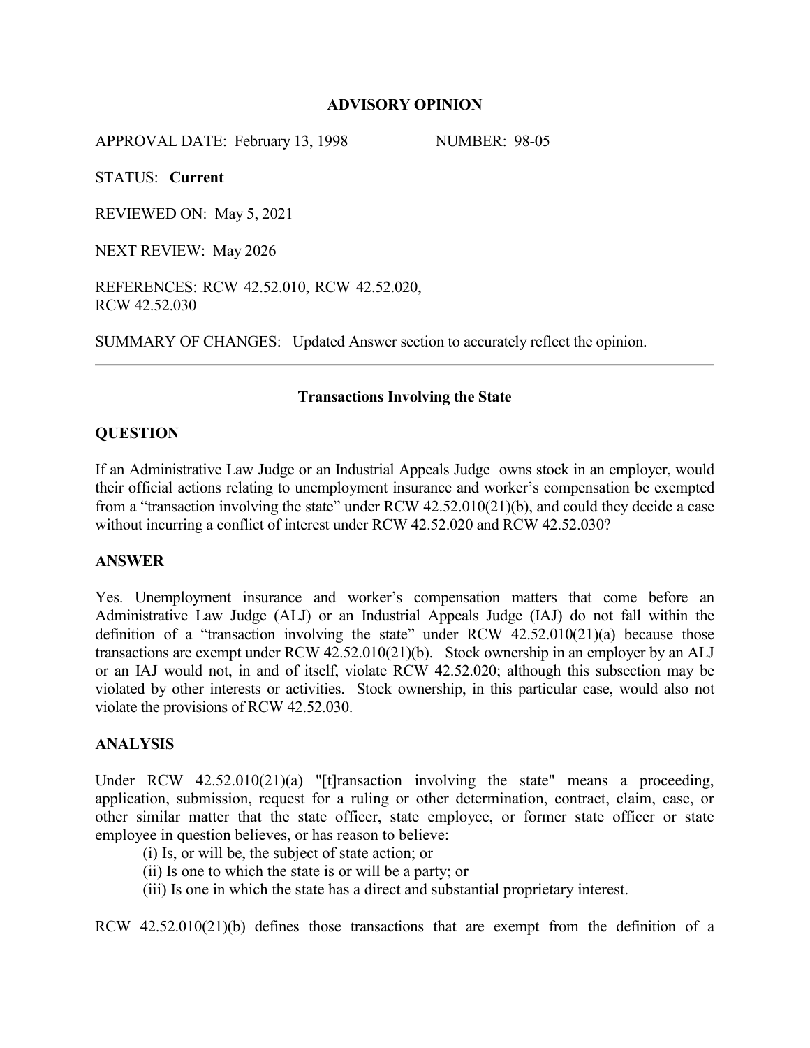**ADVISORY OPINION**

APPROVAL DATE: February 13, 1998 NUMBER: 98-05

STATUS: **Current**

REVIEWED ON: May 5, 2021

NEXT REVIEW: May 2026

REFERENCES: RCW 42.52.010, RCW 42.52.020, RCW 42.52.030

SUMMARY OF CHANGES: Updated Answer section to accurately reflect the opinion.

---

### Transactions Involving the State

### QUESTION

If an Administrative Law Judge or an Industrial Appeals Judge owns stock in an employer, would their official actions relating to unemployment insurance and worker's compensation be exempted from a "transaction involving the state" under RCW 42.52.010(21)(b), and could they decide a case without incurring a conflict of interest under RCW 42.52.020 and RCW 42.52.030?

### ANSWER

Yes. Unemployment insurance and worker's compensation matters that come before an Administrative Law Judge (ALJ) or an Industrial Appeals Judge (IAJ) do not fall within the definition of a "transaction involving the state" under RCW 42.52.010(21)(a) because those transactions are exempt under RCW 42.52.010(21)(b). Stock ownership in an employer by an ALJ or an IAJ would not, in and of itself, violate RCW 42.52.020; although this subsection may be violated by other interests or activities. Stock ownership, in this particular case, would also not violate the provisions of RCW 42.52.030.

### ANALYSIS

Under RCW 42.52.010(21)(a) "[t]ransaction involving the state" means a proceeding, application, submission, request for a ruling or other determination, contract, claim, case, or other similar matter that the state officer, state employee, or former state officer or state employee in question believes, or has reason to believe:

(i) Is, or will be, the subject of state action; or
(ii) Is one to which the state is or will be a party; or
(iii) Is one in which the state has a direct and substantial proprietary interest.

RCW 42.52.010(21)(b) defines those transactions that are exempt from the definition of a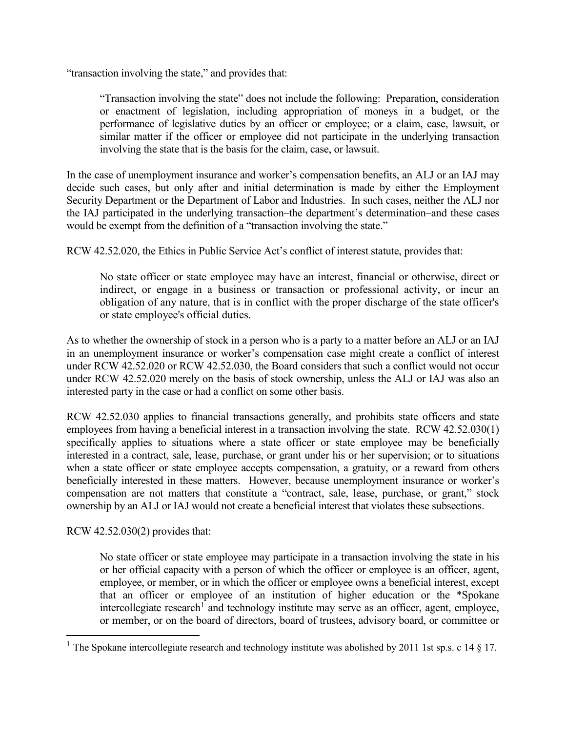"transaction involving the state," and provides that:

> "Transaction involving the state" does not include the following: Preparation, consideration or enactment of legislation, including appropriation of moneys in a budget, or the performance of legislative duties by an officer or employee; or a claim, case, lawsuit, or similar matter if the officer or employee did not participate in the underlying transaction involving the state that is the basis for the claim, case, or lawsuit.

In the case of unemployment insurance and worker's compensation benefits, an ALJ or an IAJ may decide such cases, but only after and initial determination is made by either the Employment Security Department or the Department of Labor and Industries. In such cases, neither the ALJ nor the IAJ participated in the underlying transaction–the department's determination–and these cases would be exempt from the definition of a "transaction involving the state."

RCW 42.52.020, the Ethics in Public Service Act's conflict of interest statute, provides that:

> No state officer or state employee may have an interest, financial or otherwise, direct or indirect, or engage in a business or transaction or professional activity, or incur an obligation of any nature, that is in conflict with the proper discharge of the state officer's or state employee's official duties.

As to whether the ownership of stock in a person who is a party to a matter before an ALJ or an IAJ in an unemployment insurance or worker's compensation case might create a conflict of interest under RCW 42.52.020 or RCW 42.52.030, the Board considers that such a conflict would not occur under RCW 42.52.020 merely on the basis of stock ownership, unless the ALJ or IAJ was also an interested party in the case or had a conflict on some other basis.

RCW 42.52.030 applies to financial transactions generally, and prohibits state officers and state employees from having a beneficial interest in a transaction involving the state. RCW 42.52.030(1) specifically applies to situations where a state officer or state employee may be beneficially interested in a contract, sale, lease, purchase, or grant under his or her supervision; or to situations when a state officer or state employee accepts compensation, a gratuity, or a reward from others beneficially interested in these matters. However, because unemployment insurance or worker's compensation are not matters that constitute a "contract, sale, lease, purchase, or grant," stock ownership by an ALJ or IAJ would not create a beneficial interest that violates these subsections.

RCW 42.52.030(2) provides that:

> No state officer or state employee may participate in a transaction involving the state in his or her official capacity with a person of which the officer or employee is an officer, agent, employee, or member, or in which the officer or employee owns a beneficial interest, except that an officer or employee of an institution of higher education or the *Spokane intercollegiate research[1] and technology institute may serve as an officer, agent, employee, or member, or on the board of directors, board of trustees, advisory board, or committee or

[1] The Spokane intercollegiate research and technology institute was abolished by 2011 1st sp.s. c 14 § 17.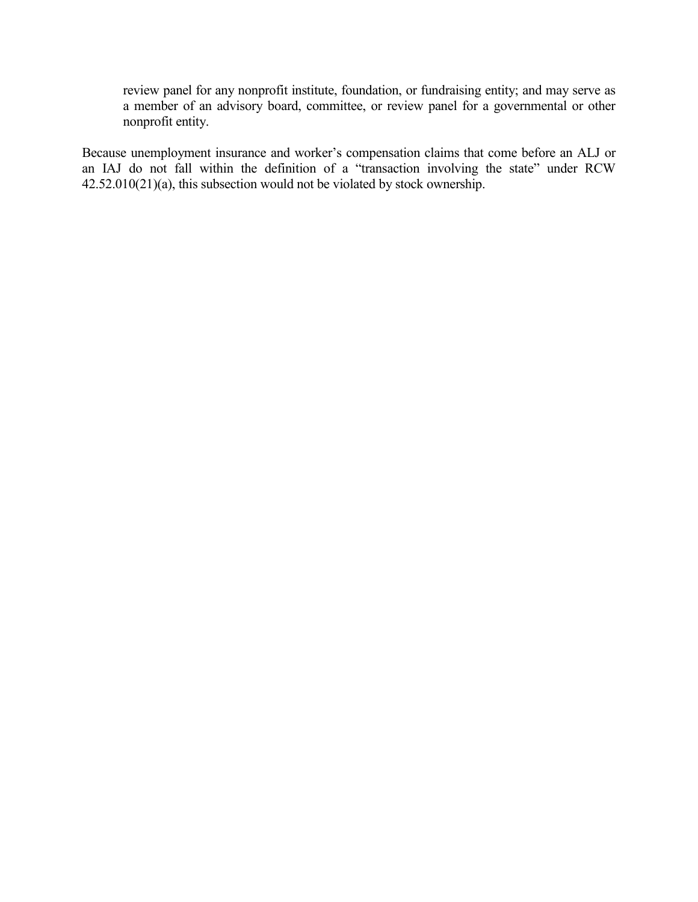> review panel for any nonprofit institute, foundation, or fundraising entity; and may serve as a member of an advisory board, committee, or review panel for a governmental or other nonprofit entity.

Because unemployment insurance and worker's compensation claims that come before an ALJ or an IAJ do not fall within the definition of a "transaction involving the state" under RCW 42.52.010(21)(a), this subsection would not be violated by stock ownership.